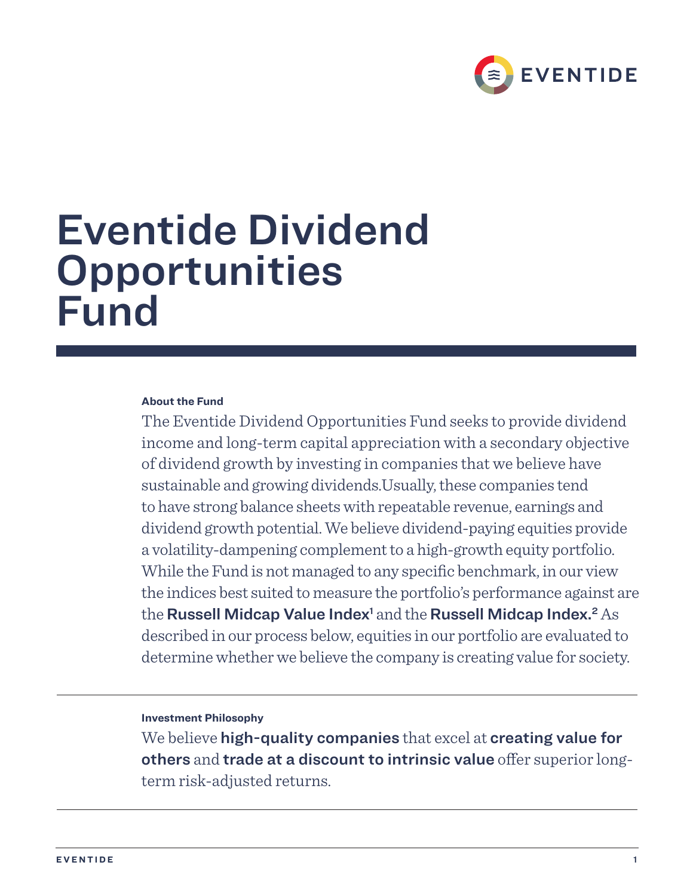# Eventide Dividend Opportunities Fund

**About the Fund**

The Eventide Dividend Opportunities Fund seeks to provide dividend income and long-term capital appreciation with a secondary objective of dividend growth by investing in companies that we believe have sustainable and growing dividends.Usually, these companies tend to have strong balance sheets with repeatable revenue, earnings and dividend growth potential. We believe dividend-paying equities provide a volatility-dampening complement to a high-growth equity portfolio. While the Fund is not managed to any specific benchmark, in our view the indices best suited to measure the portfolio's performance against are the **Russell Midcap Value Index**[1] and the **Russell Midcap Index.**[2] As described in our process below, equities in our portfolio are evaluated to determine whether we believe the company is creating value for society.

---

**Investment Philosophy**

We believe **high-quality companies** that excel at **creating value for others** and **trade at a discount to intrinsic value** offer superior long-term risk-adjusted returns.

---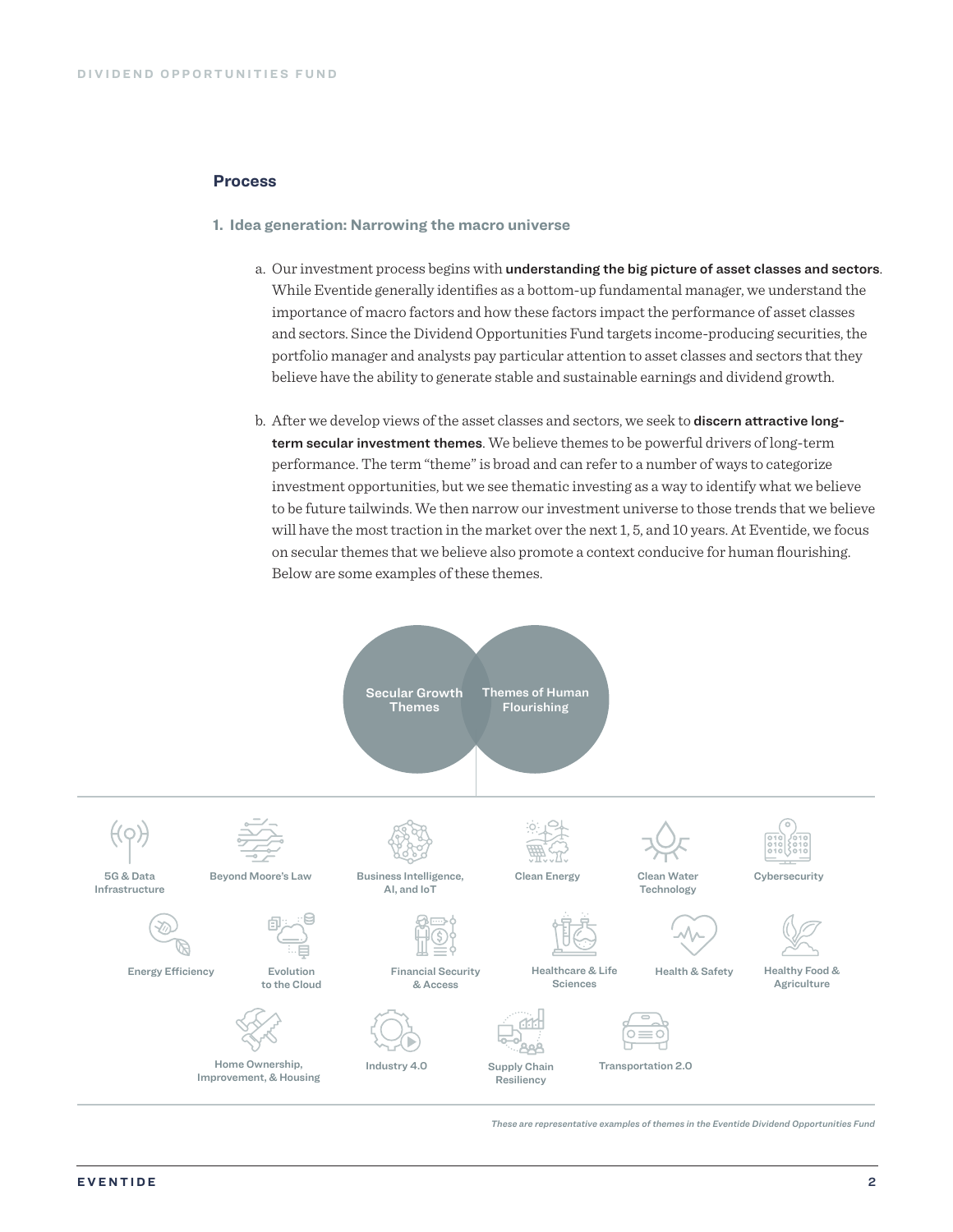## Process

### 1. Idea generation: Narrowing the macro universe

a. Our investment process begins with **understanding the big picture of asset classes and sectors**. While Eventide generally identifies as a bottom-up fundamental manager, we understand the importance of macro factors and how these factors impact the performance of asset classes and sectors. Since the Dividend Opportunities Fund targets income-producing securities, the portfolio manager and analysts pay particular attention to asset classes and sectors that they believe have the ability to generate stable and sustainable earnings and dividend growth.

b. After we develop views of the asset classes and sectors, we seek to **discern attractive long-term secular investment themes**. We believe themes to be powerful drivers of long-term performance. The term "theme" is broad and can refer to a number of ways to categorize investment opportunities, but we see thematic investing as a way to identify what we believe to be future tailwinds. We then narrow our investment universe to those trends that we believe will have the most traction in the market over the next 1, 5, and 10 years. At Eventide, we focus on secular themes that we believe also promote a context conducive for human flourishing. Below are some examples of these themes.

Secular Growth Themes | Themes of Human Flourishing

- 5G & Data Infrastructure
- Beyond Moore's Law
- Business Intelligence, AI, and IoT
- Clean Energy
- Clean Water Technology
- Cybersecurity
- Energy Efficiency
- Evolution to the Cloud
- Financial Security & Access
- Healthcare & Life Sciences
- Health & Safety
- Healthy Food & Agriculture
- Home Ownership, Improvement, & Housing
- Industry 4.0
- Supply Chain Resiliency
- Transportation 2.0

*These are representative examples of themes in the Eventide Dividend Opportunities Fund*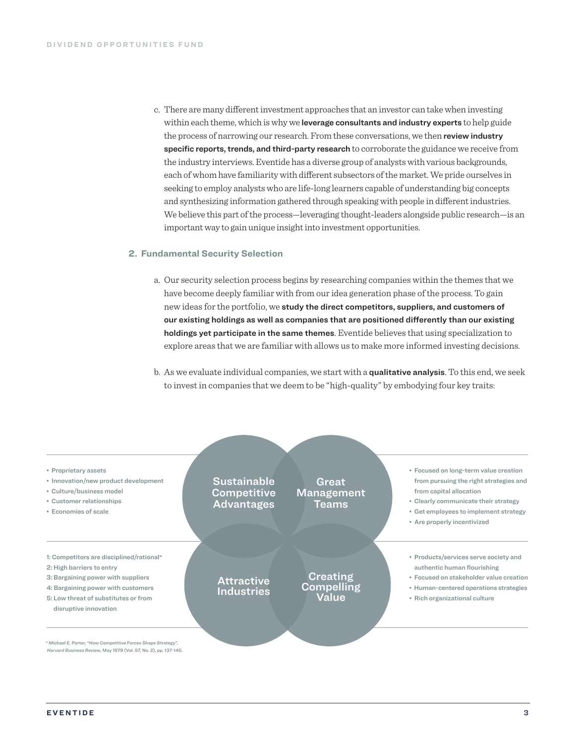c. There are many different investment approaches that an investor can take when investing within each theme, which is why we **leverage consultants and industry experts** to help guide the process of narrowing our research. From these conversations, we then **review industry specific reports, trends, and third-party research** to corroborate the guidance we receive from the industry interviews. Eventide has a diverse group of analysts with various backgrounds, each of whom have familiarity with different subsectors of the market. We pride ourselves in seeking to employ analysts who are life-long learners capable of understanding big concepts and synthesizing information gathered through speaking with people in different industries. We believe this part of the process—leveraging thought-leaders alongside public research—is an important way to gain unique insight into investment opportunities.

## 2. Fundamental Security Selection

a. Our security selection process begins by researching companies within the themes that we have become deeply familiar with from our idea generation phase of the process. To gain new ideas for the portfolio, we **study the direct competitors, suppliers, and customers of our existing holdings as well as companies that are positioned differently than our existing holdings yet participate in the same themes**. Eventide believes that using specialization to explore areas that we are familiar with allows us to make more informed investing decisions.

b. As we evaluate individual companies, we start with a **qualitative analysis**. To this end, we seek to invest in companies that we deem to be "high-quality" by embodying four key traits:

**Sustainable Competitive Advantages**

- Proprietary assets
- Innovation/new product development
- Culture/business model
- Customer relationships
- Economies of scale

**Great Management Teams**

- Focused on long-term value creation from pursuing the right strategies and from capital allocation
- Clearly communicate their strategy
- Get employees to implement strategy
- Are properly incentivized

**Attractive Industries**

1: Competitors are disciplined/rational*
2: High barriers to entry
3: Bargaining power with suppliers
4: Bargaining power with customers
5: Low threat of substitutes or from disruptive innovation

**Creating Compelling Value**

- Products/services serve society and authentic human flourishing
- Focused on stakeholder value creation
- Human-centered operations strategies
- Rich organizational culture

* Michael E. Porter, "How Competitive Forces Shape Strategy", *Harvard Business Review*, May 1979 (Vol. 57, No. 2), pp. 137-145.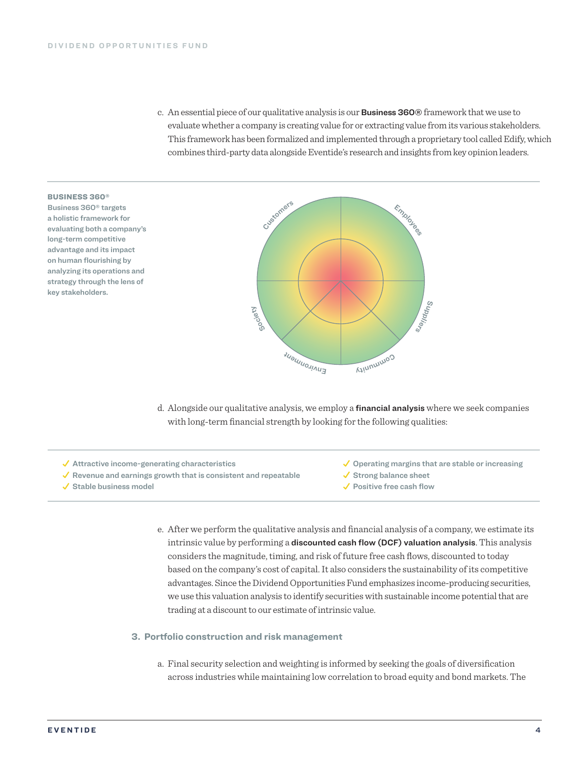c. An essential piece of our qualitative analysis is our **Business 360®** framework that we use to evaluate whether a company is creating value for or extracting value from its various stakeholders. This framework has been formalized and implemented through a proprietary tool called Edify, which combines third-party data alongside Eventide's research and insights from key opinion leaders.

**BUSINESS 360®**

**Business 360® targets a holistic framework for evaluating both a company's long-term competitive advantage and its impact on human flourishing by analyzing its operations and strategy through the lens of key stakeholders.**

Customers
Employees
Suppliers
Community
Environment
Society

d. Alongside our qualitative analysis, we employ a **financial analysis** where we seek companies with long-term financial strength by looking for the following qualities:

- ✓ Attractive income-generating characteristics
- ✓ Revenue and earnings growth that is consistent and repeatable
- ✓ Stable business model
- ✓ Operating margins that are stable or increasing
- ✓ Strong balance sheet
- ✓ Positive free cash flow

e. After we perform the qualitative analysis and financial analysis of a company, we estimate its intrinsic value by performing a **discounted cash flow (DCF) valuation analysis**. This analysis considers the magnitude, timing, and risk of future free cash flows, discounted to today based on the company's cost of capital. It also considers the sustainability of its competitive advantages. Since the Dividend Opportunities Fund emphasizes income-producing securities, we use this valuation analysis to identify securities with sustainable income potential that are trading at a discount to our estimate of intrinsic value.

### 3. Portfolio construction and risk management

a. Final security selection and weighting is informed by seeking the goals of diversification across industries while maintaining low correlation to broad equity and bond markets. The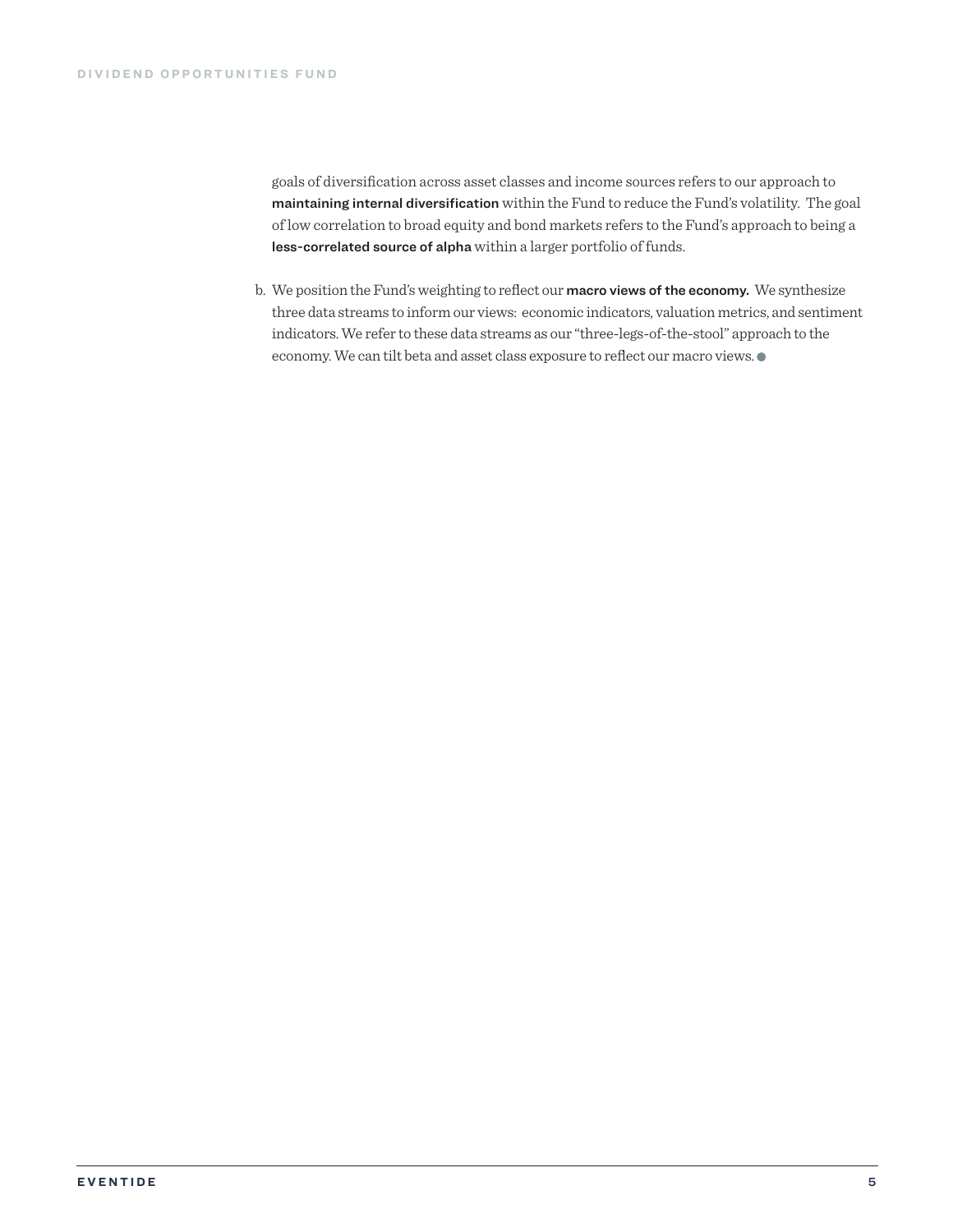goals of diversification across asset classes and income sources refers to our approach to **maintaining internal diversification** within the Fund to reduce the Fund's volatility. The goal of low correlation to broad equity and bond markets refers to the Fund's approach to being a **less-correlated source of alpha** within a larger portfolio of funds.

b. We position the Fund's weighting to reflect our **macro views of the economy.** We synthesize three data streams to inform our views: economic indicators, valuation metrics, and sentiment indicators. We refer to these data streams as our "three-legs-of-the-stool" approach to the economy. We can tilt beta and asset class exposure to reflect our macro views.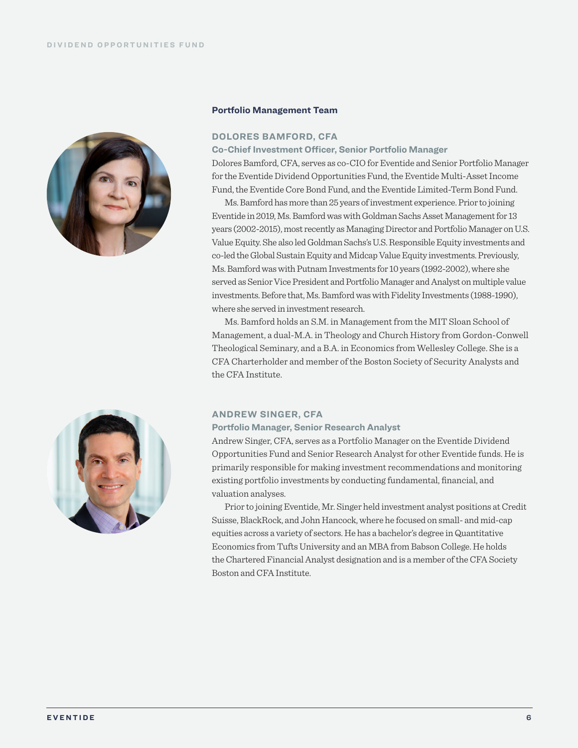## Portfolio Management Team

### DOLORES BAMFORD, CFA

**Co-Chief Investment Officer, Senior Portfolio Manager**

Dolores Bamford, CFA, serves as co-CIO for Eventide and Senior Portfolio Manager for the Eventide Dividend Opportunities Fund, the Eventide Multi-Asset Income Fund, the Eventide Core Bond Fund, and the Eventide Limited-Term Bond Fund.

Ms. Bamford has more than 25 years of investment experience. Prior to joining Eventide in 2019, Ms. Bamford was with Goldman Sachs Asset Management for 13 years (2002-2015), most recently as Managing Director and Portfolio Manager on U.S. Value Equity. She also led Goldman Sachs's U.S. Responsible Equity investments and co-led the Global Sustain Equity and Midcap Value Equity investments. Previously, Ms. Bamford was with Putnam Investments for 10 years (1992-2002), where she served as Senior Vice President and Portfolio Manager and Analyst on multiple value investments. Before that, Ms. Bamford was with Fidelity Investments (1988-1990), where she served in investment research.

Ms. Bamford holds an S.M. in Management from the MIT Sloan School of Management, a dual-M.A. in Theology and Church History from Gordon-Conwell Theological Seminary, and a B.A. in Economics from Wellesley College. She is a CFA Charterholder and member of the Boston Society of Security Analysts and the CFA Institute.

### ANDREW SINGER, CFA

**Portfolio Manager, Senior Research Analyst**

Andrew Singer, CFA, serves as a Portfolio Manager on the Eventide Dividend Opportunities Fund and Senior Research Analyst for other Eventide funds. He is primarily responsible for making investment recommendations and monitoring existing portfolio investments by conducting fundamental, financial, and valuation analyses.

Prior to joining Eventide, Mr. Singer held investment analyst positions at Credit Suisse, BlackRock, and John Hancock, where he focused on small- and mid-cap equities across a variety of sectors. He has a bachelor's degree in Quantitative Economics from Tufts University and an MBA from Babson College. He holds the Chartered Financial Analyst designation and is a member of the CFA Society Boston and CFA Institute.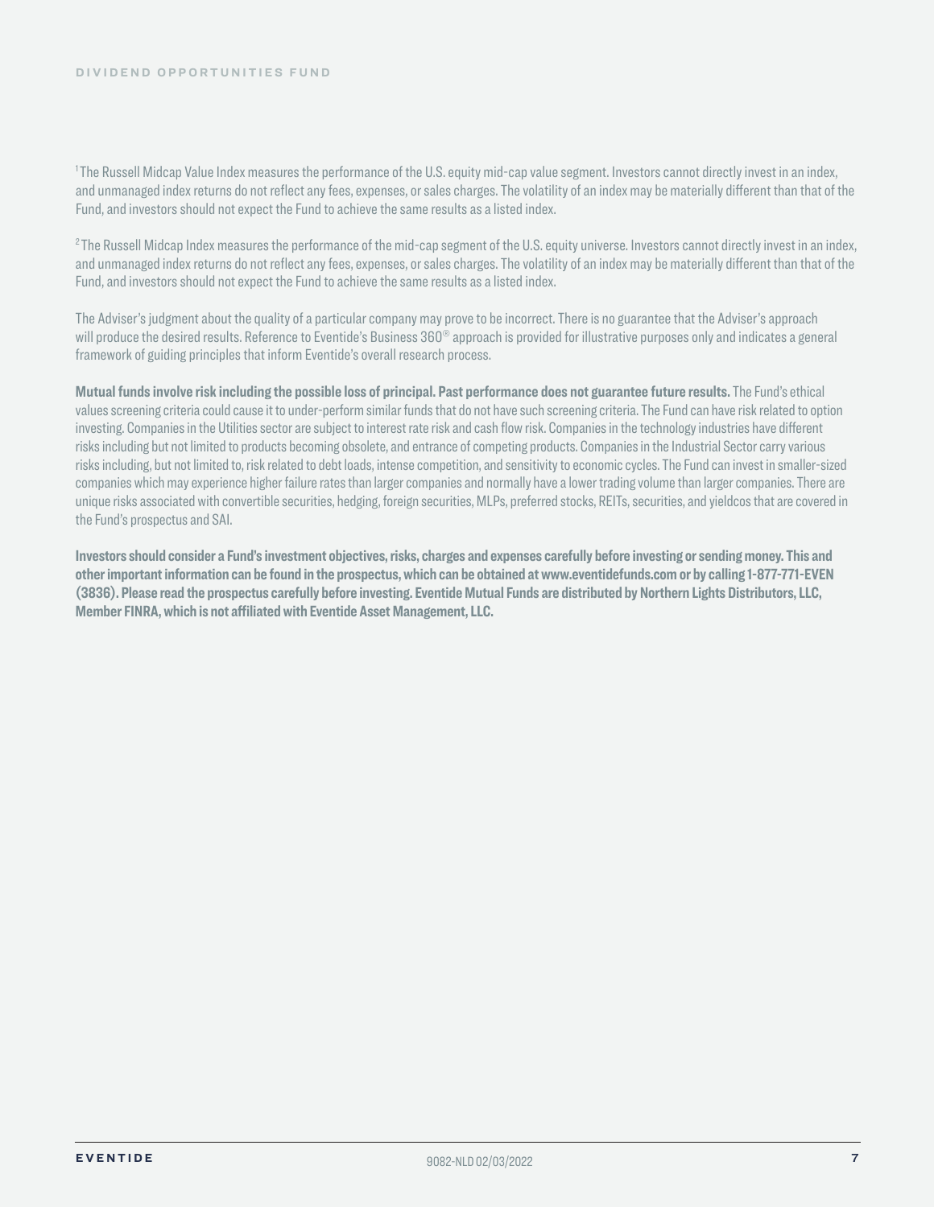[1] The Russell Midcap Value Index measures the performance of the U.S. equity mid-cap value segment. Investors cannot directly invest in an index, and unmanaged index returns do not reflect any fees, expenses, or sales charges. The volatility of an index may be materially different than that of the Fund, and investors should not expect the Fund to achieve the same results as a listed index.

[2] The Russell Midcap Index measures the performance of the mid-cap segment of the U.S. equity universe. Investors cannot directly invest in an index, and unmanaged index returns do not reflect any fees, expenses, or sales charges. The volatility of an index may be materially different than that of the Fund, and investors should not expect the Fund to achieve the same results as a listed index.

The Adviser's judgment about the quality of a particular company may prove to be incorrect. There is no guarantee that the Adviser's approach will produce the desired results. Reference to Eventide's Business 360® approach is provided for illustrative purposes only and indicates a general framework of guiding principles that inform Eventide's overall research process.

**Mutual funds involve risk including the possible loss of principal. Past performance does not guarantee future results.** The Fund's ethical values screening criteria could cause it to under-perform similar funds that do not have such screening criteria. The Fund can have risk related to option investing. Companies in the Utilities sector are subject to interest rate risk and cash flow risk. Companies in the technology industries have different risks including but not limited to products becoming obsolete, and entrance of competing products. Companies in the Industrial Sector carry various risks including, but not limited to, risk related to debt loads, intense competition, and sensitivity to economic cycles. The Fund can invest in smaller-sized companies which may experience higher failure rates than larger companies and normally have a lower trading volume than larger companies. There are unique risks associated with convertible securities, hedging, foreign securities, MLPs, preferred stocks, REITs, securities, and yieldcos that are covered in the Fund's prospectus and SAI.

**Investors should consider a Fund's investment objectives, risks, charges and expenses carefully before investing or sending money. This and other important information can be found in the prospectus, which can be obtained at www.eventidefunds.com or by calling 1-877-771-EVEN (3836). Please read the prospectus carefully before investing. Eventide Mutual Funds are distributed by Northern Lights Distributors, LLC, Member FINRA, which is not affiliated with Eventide Asset Management, LLC.**

9082-NLD 02/03/2022